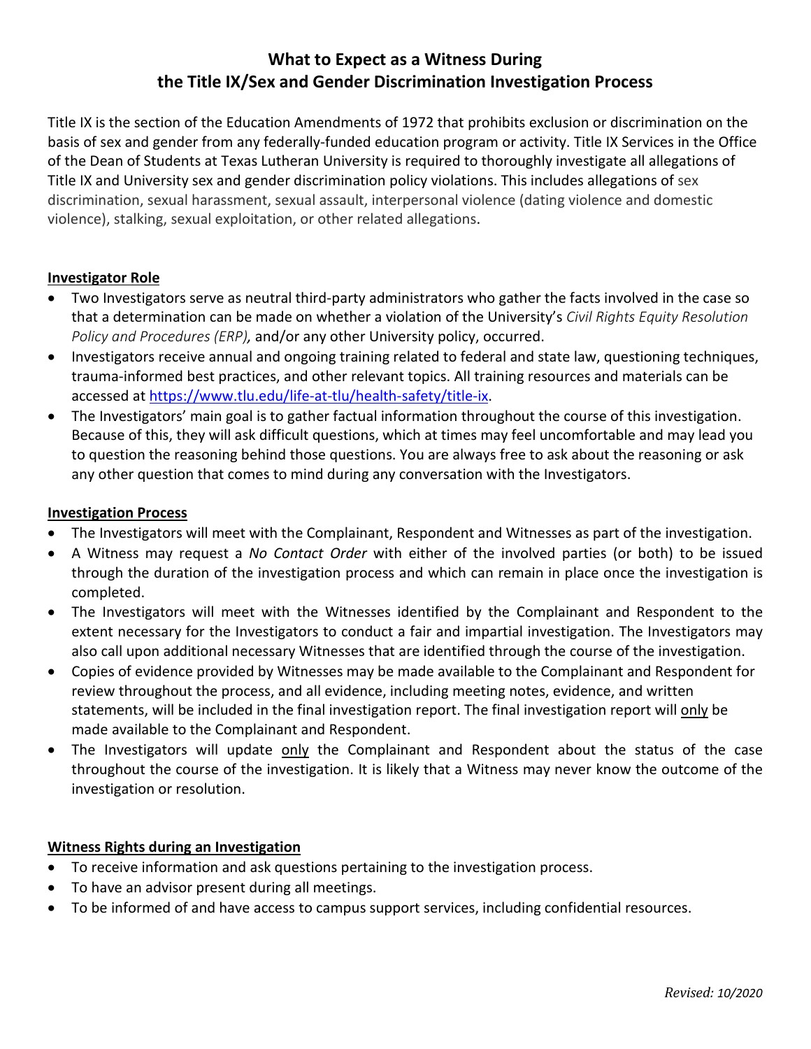# What to Expect as a Witness During the Title IX/Sex and Gender Discrimination Investigation Process

Title IX is the section of the Education Amendments of 1972 that prohibits exclusion or discrimination on the basis of sex and gender from any federally-funded education program or activity. Title IX Services in the Office of the Dean of Students at Texas Lutheran University is required to thoroughly investigate all allegations of Title IX and University sex and gender discrimination policy violations. This includes allegations of sex discrimination, sexual harassment, sexual assault, interpersonal violence (dating violence and domestic violence), stalking, sexual exploitation, or other related allegations.

## Investigator Role

- Two Investigators serve as neutral third-party administrators who gather the facts involved in the case so that a determination can be made on whether a violation of the University's *Civil Rights Equity Resolution Policy and Procedures (ERP),* and/or any other University policy, occurred.
- Investigators receive annual and ongoing training related to federal and state law, questioning techniques, trauma-informed best practices, and other relevant topics. All training resources and materials can be accessed at https://www.tlu.edu/life-at-tlu/health-safety/title-ix.
- The Investigators' main goal is to gather factual information throughout the course of this investigation. Because of this, they will ask difficult questions, which at times may feel uncomfortable and may lead you to question the reasoning behind those questions. You are always free to ask about the reasoning or ask any other question that comes to mind during any conversation with the Investigators.

## Investigation Process

- The Investigators will meet with the Complainant, Respondent and Witnesses as part of the investigation.
- A Witness may request a *No Contact Order* with either of the involved parties (or both) to be issued through the duration of the investigation process and which can remain in place once the investigation is completed.
- The Investigators will meet with the Witnesses identified by the Complainant and Respondent to the extent necessary for the Investigators to conduct a fair and impartial investigation. The Investigators may also call upon additional necessary Witnesses that are identified through the course of the investigation.
- Copies of evidence provided by Witnesses may be made available to the Complainant and Respondent for review throughout the process, and all evidence, including meeting notes, evidence, and written statements, will be included in the final investigation report. The final investigation report will only be made available to the Complainant and Respondent.
- The Investigators will update only the Complainant and Respondent about the status of the case throughout the course of the investigation. It is likely that a Witness may never know the outcome of the investigation or resolution.

## Witness Rights during an Investigation

- To receive information and ask questions pertaining to the investigation process.
- To have an advisor present during all meetings.
- To be informed of and have access to campus support services, including confidential resources.

*Revised: 10/2020*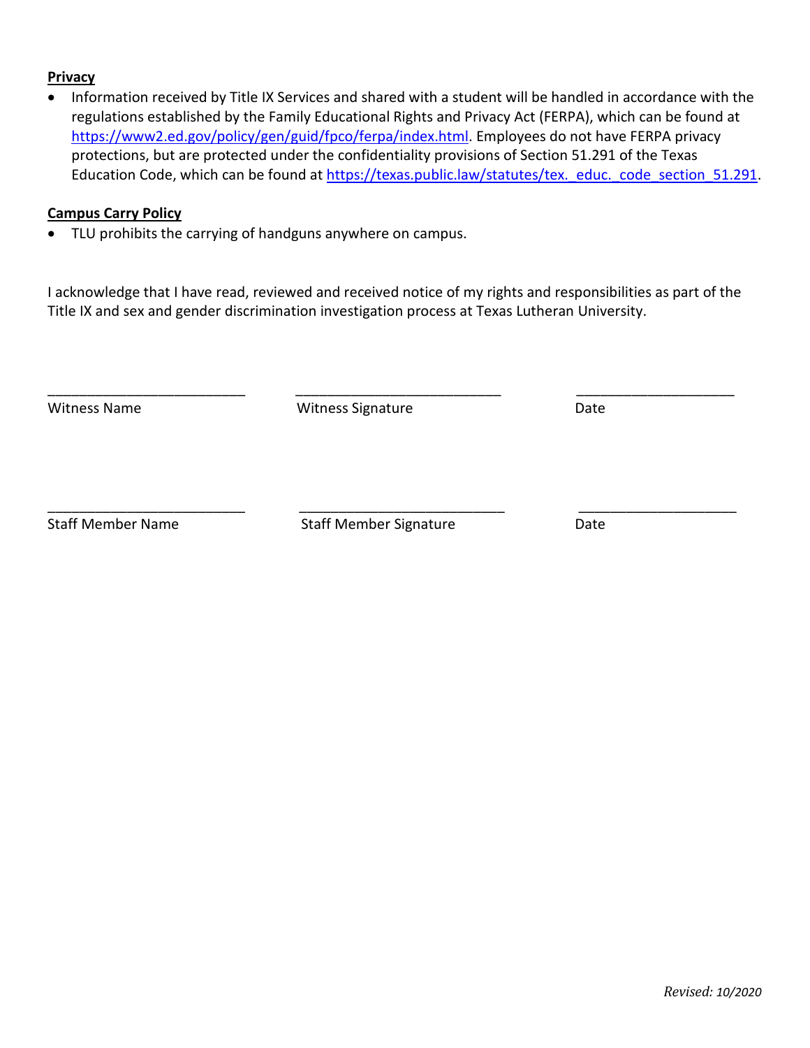**Privacy**

- Information received by Title IX Services and shared with a student will be handled in accordance with the regulations established by the Family Educational Rights and Privacy Act (FERPA), which can be found at https://www2.ed.gov/policy/gen/guid/fpco/ferpa/index.html. Employees do not have FERPA privacy protections, but are protected under the confidentiality provisions of Section 51.291 of the Texas Education Code, which can be found at https://texas.public.law/statutes/tex._educ._code_section_51.291.

**Campus Carry Policy**

- TLU prohibits the carrying of handguns anywhere on campus.

I acknowledge that I have read, reviewed and received notice of my rights and responsibilities as part of the Title IX and sex and gender discrimination investigation process at Texas Lutheran University.

| | | |
|---|---|---|
| ________________________ | ________________________ | ____________________ |
| Witness Name | Witness Signature | Date |
| ________________________ | ________________________ | ____________________ |
| Staff Member Name | Staff Member Signature | Date |

*Revised: 10/2020*